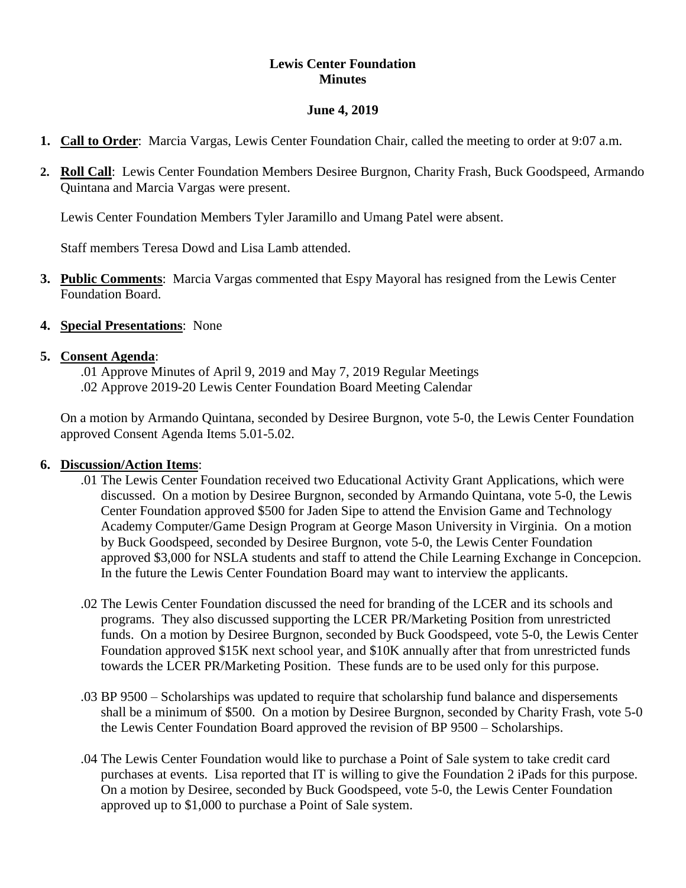# Lewis Center Foundation
# Minutes

## June 4, 2019

1. **Call to Order**: Marcia Vargas, Lewis Center Foundation Chair, called the meeting to order at 9:07 a.m.

2. **Roll Call**: Lewis Center Foundation Members Desiree Burgnon, Charity Frash, Buck Goodspeed, Armando Quintana and Marcia Vargas were present.

   Lewis Center Foundation Members Tyler Jaramillo and Umang Patel were absent.

   Staff members Teresa Dowd and Lisa Lamb attended.

3. **Public Comments**: Marcia Vargas commented that Espy Mayoral has resigned from the Lewis Center Foundation Board.

4. **Special Presentations**: None

5. **Consent Agenda**:

   .01 Approve Minutes of April 9, 2019 and May 7, 2019 Regular Meetings
   .02 Approve 2019-20 Lewis Center Foundation Board Meeting Calendar

   On a motion by Armando Quintana, seconded by Desiree Burgnon, vote 5-0, the Lewis Center Foundation approved Consent Agenda Items 5.01-5.02.

6. **Discussion/Action Items**:

   .01 The Lewis Center Foundation received two Educational Activity Grant Applications, which were discussed. On a motion by Desiree Burgnon, seconded by Armando Quintana, vote 5-0, the Lewis Center Foundation approved $500 for Jaden Sipe to attend the Envision Game and Technology Academy Computer/Game Design Program at George Mason University in Virginia. On a motion by Buck Goodspeed, seconded by Desiree Burgnon, vote 5-0, the Lewis Center Foundation approved $3,000 for NSLA students and staff to attend the Chile Learning Exchange in Concepcion. In the future the Lewis Center Foundation Board may want to interview the applicants.

   .02 The Lewis Center Foundation discussed the need for branding of the LCER and its schools and programs. They also discussed supporting the LCER PR/Marketing Position from unrestricted funds. On a motion by Desiree Burgnon, seconded by Buck Goodspeed, vote 5-0, the Lewis Center Foundation approved $15K next school year, and $10K annually after that from unrestricted funds towards the LCER PR/Marketing Position. These funds are to be used only for this purpose.

   .03 BP 9500 – Scholarships was updated to require that scholarship fund balance and dispersements shall be a minimum of $500. On a motion by Desiree Burgnon, seconded by Charity Frash, vote 5-0 the Lewis Center Foundation Board approved the revision of BP 9500 – Scholarships.

   .04 The Lewis Center Foundation would like to purchase a Point of Sale system to take credit card purchases at events. Lisa reported that IT is willing to give the Foundation 2 iPads for this purpose. On a motion by Desiree, seconded by Buck Goodspeed, vote 5-0, the Lewis Center Foundation approved up to $1,000 to purchase a Point of Sale system.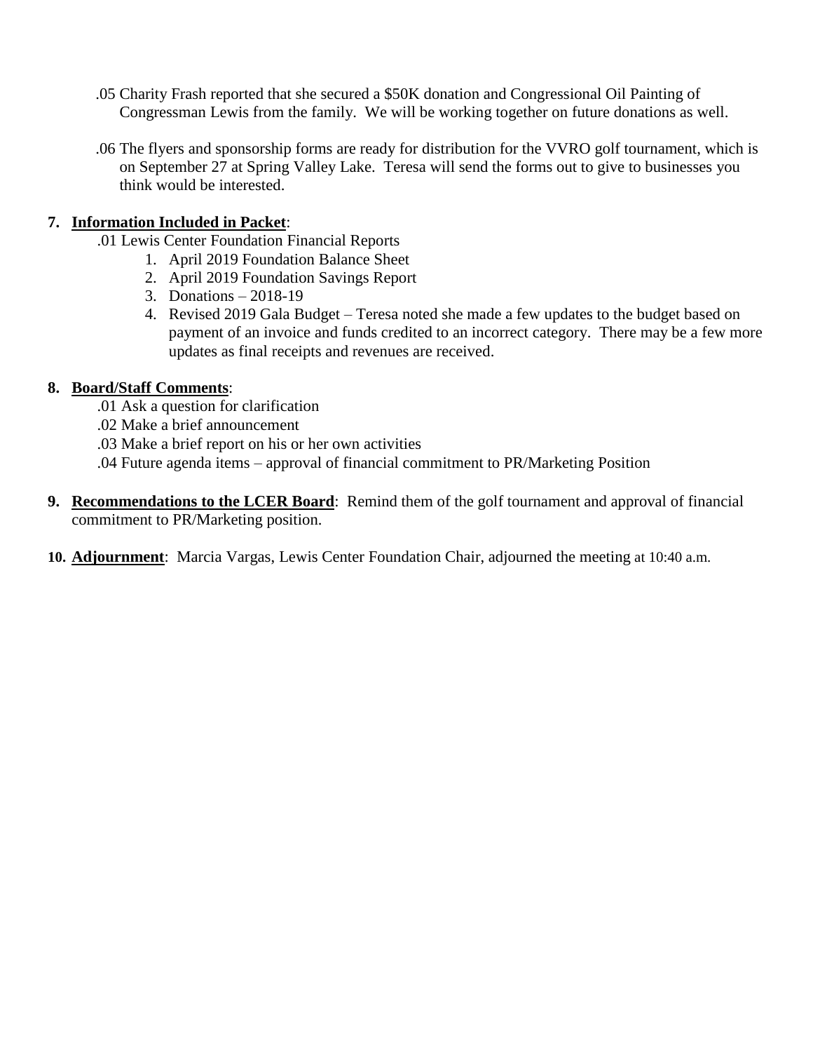.05 Charity Frash reported that she secured a $50K donation and Congressional Oil Painting of Congressman Lewis from the family. We will be working together on future donations as well.

.06 The flyers and sponsorship forms are ready for distribution for the VVRO golf tournament, which is on September 27 at Spring Valley Lake. Teresa will send the forms out to give to businesses you think would be interested.

**7. <u>Information Included in Packet</u>**:

.01 Lewis Center Foundation Financial Reports

1. April 2019 Foundation Balance Sheet
2. April 2019 Foundation Savings Report
3. Donations – 2018-19
4. Revised 2019 Gala Budget – Teresa noted she made a few updates to the budget based on payment of an invoice and funds credited to an incorrect category. There may be a few more updates as final receipts and revenues are received.

**8. <u>Board/Staff Comments</u>**:

.01 Ask a question for clarification

.02 Make a brief announcement

.03 Make a brief report on his or her own activities

.04 Future agenda items – approval of financial commitment to PR/Marketing Position

**9. <u>Recommendations to the LCER Board</u>**: Remind them of the golf tournament and approval of financial commitment to PR/Marketing position.

**10. <u>Adjournment</u>**: Marcia Vargas, Lewis Center Foundation Chair, adjourned the meeting at 10:40 a.m.